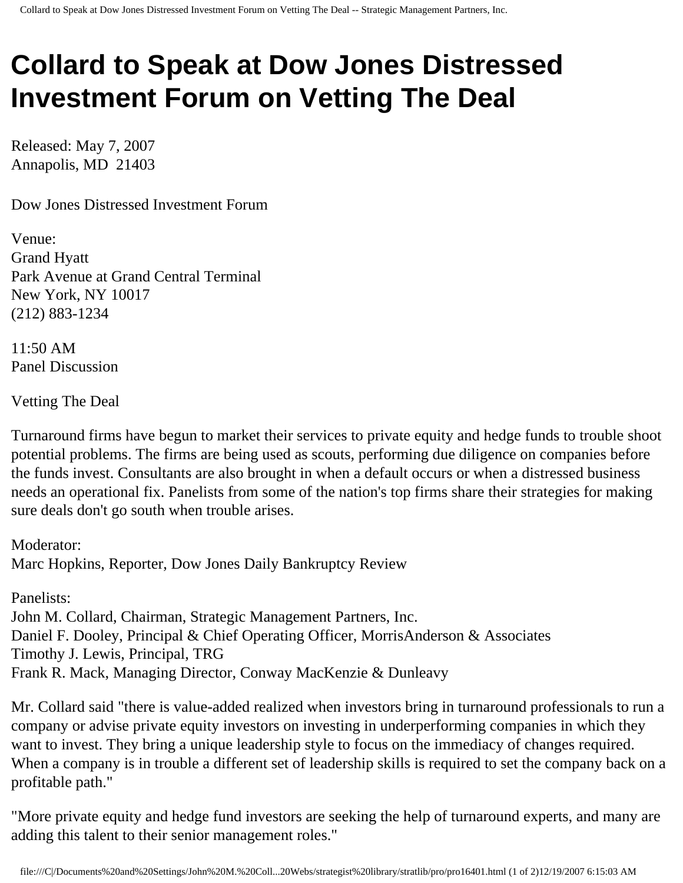# Collard to Speak at Dow Jones Distressed Investment Forum on Vetting The Deal

Released: May 7, 2007
Annapolis, MD 21403

Dow Jones Distressed Investment Forum

Venue:
Grand Hyatt
Park Avenue at Grand Central Terminal
New York, NY 10017
(212) 883-1234

11:50 AM
Panel Discussion

Vetting The Deal

Turnaround firms have begun to market their services to private equity and hedge funds to trouble shoot potential problems. The firms are being used as scouts, performing due diligence on companies before the funds invest. Consultants are also brought in when a default occurs or when a distressed business needs an operational fix. Panelists from some of the nation's top firms share their strategies for making sure deals don't go south when trouble arises.

Moderator:
Marc Hopkins, Reporter, Dow Jones Daily Bankruptcy Review

Panelists:
John M. Collard, Chairman, Strategic Management Partners, Inc.
Daniel F. Dooley, Principal & Chief Operating Officer, MorrisAnderson & Associates
Timothy J. Lewis, Principal, TRG
Frank R. Mack, Managing Director, Conway MacKenzie & Dunleavy

Mr. Collard said "there is value-added realized when investors bring in turnaround professionals to run a company or advise private equity investors on investing in underperforming companies in which they want to invest. They bring a unique leadership style to focus on the immediacy of changes required. When a company is in trouble a different set of leadership skills is required to set the company back on a profitable path."

"More private equity and hedge fund investors are seeking the help of turnaround experts, and many are adding this talent to their senior management roles."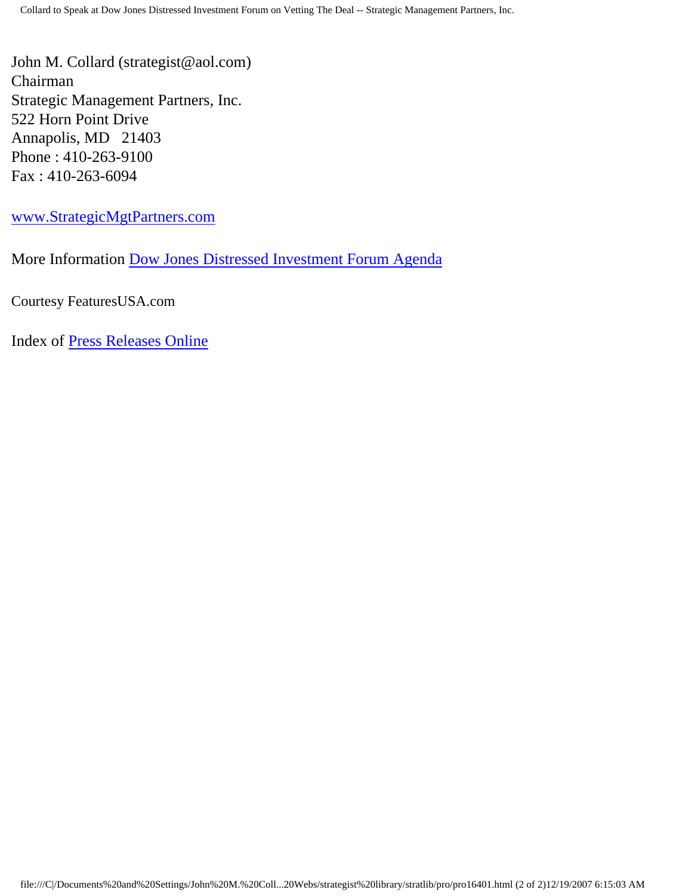John M. Collard (strategist@aol.com)
Chairman
Strategic Management Partners, Inc.
522 Horn Point Drive
Annapolis, MD 21403
Phone : 410-263-9100
Fax : 410-263-6094

[www.StrategicMgtPartners.com](http://www.StrategicMgtPartners.com)

More Information [Dow Jones Distressed Investment Forum Agenda]()

Courtesy FeaturesUSA.com

Index of [Press Releases Online]()